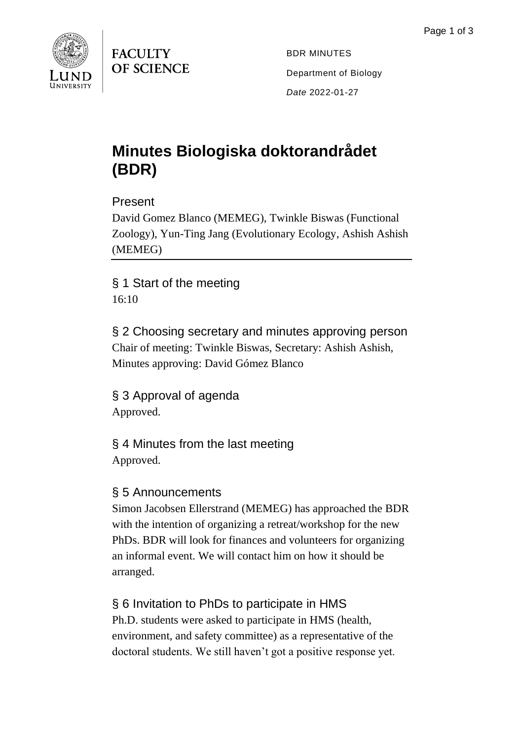FACULTY OF SCIENCE

BDR MINUTES

Department of Biology

*Date* 2022-01-27

# Minutes Biologiska doktorandrådet (BDR)

## Present

David Gomez Blanco (MEMEG), Twinkle Biswas (Functional Zoology), Yun-Ting Jang (Evolutionary Ecology, Ashish Ashish (MEMEG)

---

## § 1 Start of the meeting

16:10

## § 2 Choosing secretary and minutes approving person

Chair of meeting: Twinkle Biswas, Secretary: Ashish Ashish, Minutes approving: David Gómez Blanco

## § 3 Approval of agenda

Approved.

## § 4 Minutes from the last meeting

Approved.

## § 5 Announcements

Simon Jacobsen Ellerstrand (MEMEG) has approached the BDR with the intention of organizing a retreat/workshop for the new PhDs. BDR will look for finances and volunteers for organizing an informal event. We will contact him on how it should be arranged.

## § 6 Invitation to PhDs to participate in HMS

Ph.D. students were asked to participate in HMS (health, environment, and safety committee) as a representative of the doctoral students. We still haven't got a positive response yet.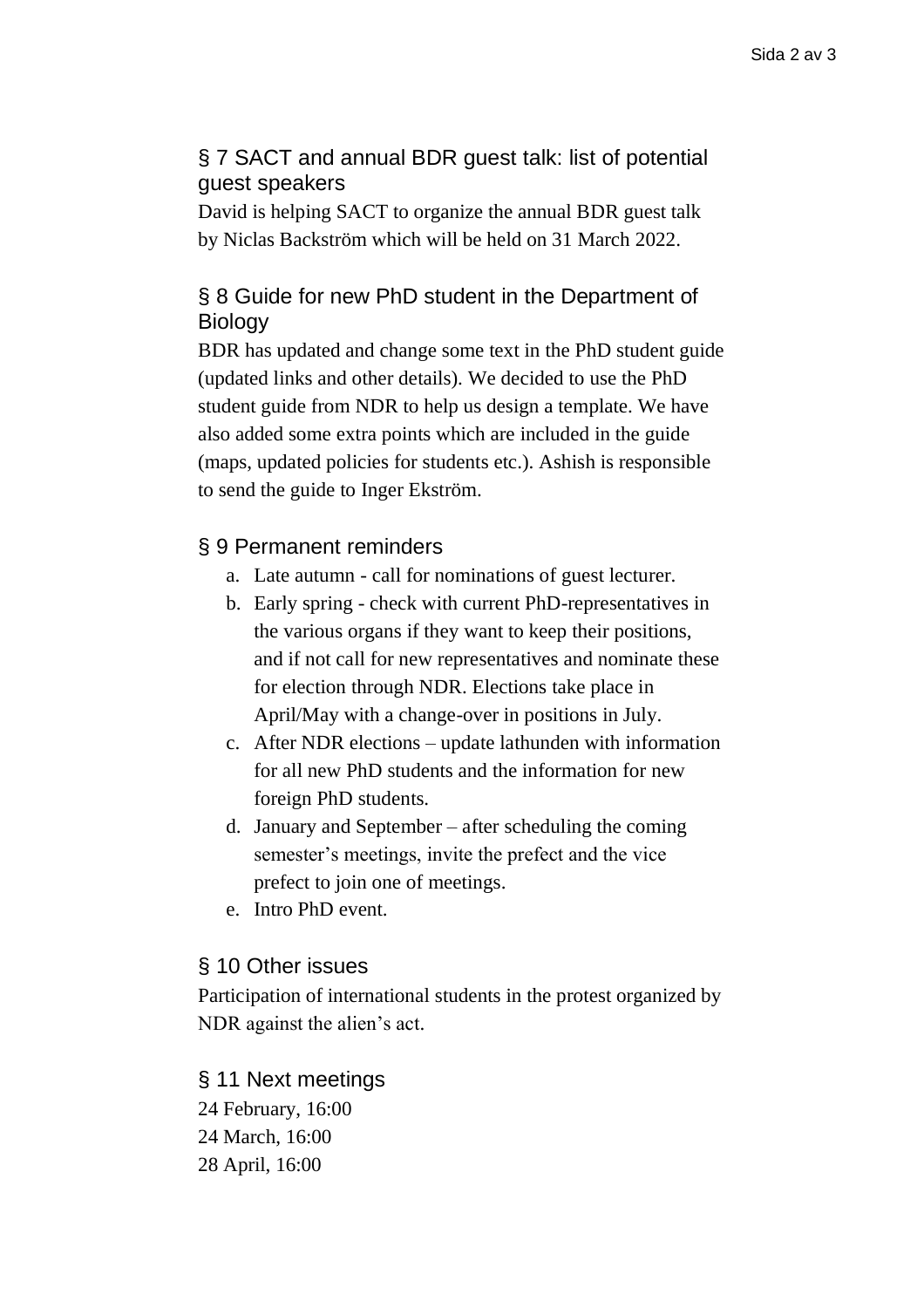## § 7 SACT and annual BDR guest talk: list of potential guest speakers

David is helping SACT to organize the annual BDR guest talk by Niclas Backström which will be held on 31 March 2022.

## § 8 Guide for new PhD student in the Department of Biology

BDR has updated and change some text in the PhD student guide (updated links and other details). We decided to use the PhD student guide from NDR to help us design a template. We have also added some extra points which are included in the guide (maps, updated policies for students etc.). Ashish is responsible to send the guide to Inger Ekström.

## § 9 Permanent reminders

a. Late autumn - call for nominations of guest lecturer.
b. Early spring - check with current PhD-representatives in the various organs if they want to keep their positions, and if not call for new representatives and nominate these for election through NDR. Elections take place in April/May with a change-over in positions in July.
c. After NDR elections – update lathunden with information for all new PhD students and the information for new foreign PhD students.
d. January and September – after scheduling the coming semester's meetings, invite the prefect and the vice prefect to join one of meetings.
e. Intro PhD event.

## § 10 Other issues

Participation of international students in the protest organized by NDR against the alien's act.

## § 11 Next meetings

24 February, 16:00
24 March, 16:00
28 April, 16:00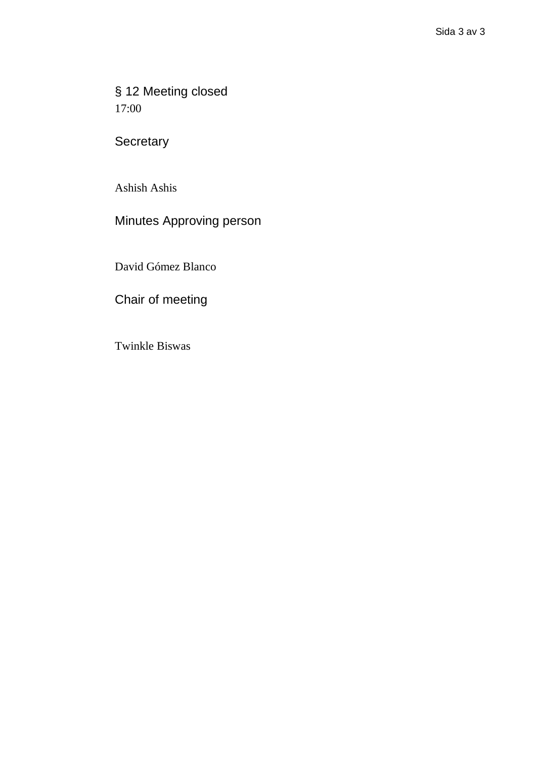## § 12 Meeting closed

17:00

## Secretary

Ashish Ashis

## Minutes Approving person

David Gómez Blanco

## Chair of meeting

Twinkle Biswas